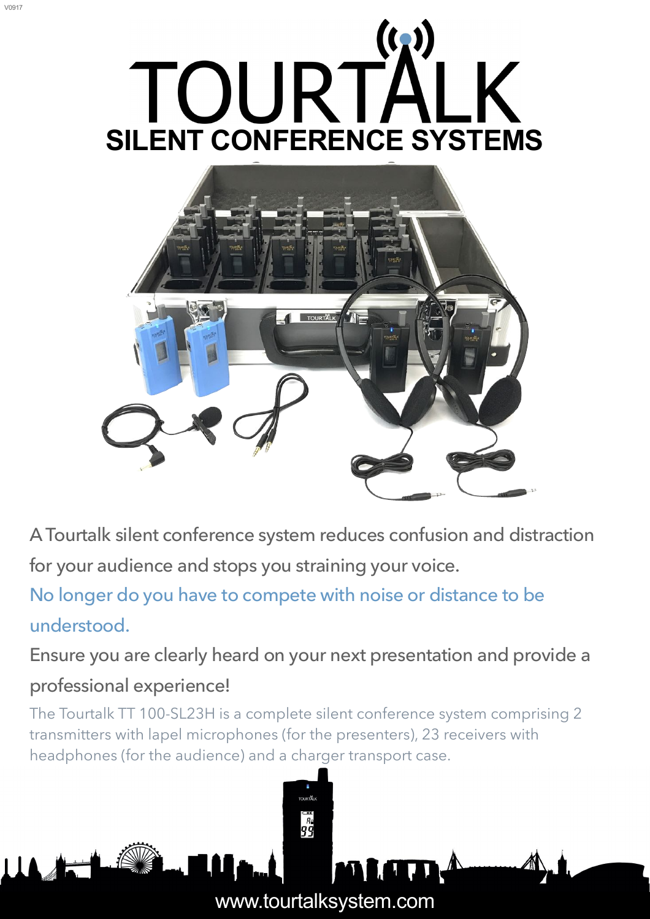# TOURTALK

## SILENT CONFERENCE SYSTEMS

A Tourtalk silent conference system reduces confusion and distraction for your audience and stops you straining your voice.

No longer do you have to compete with noise or distance to be understood.

Ensure you are clearly heard on your next presentation and provide a professional experience!

The Tourtalk TT 100-SL23H is a complete silent conference system comprising 2 transmitters with lapel microphones (for the presenters), 23 receivers with headphones (for the audience) and a charger transport case.

www.tourtalksystem.com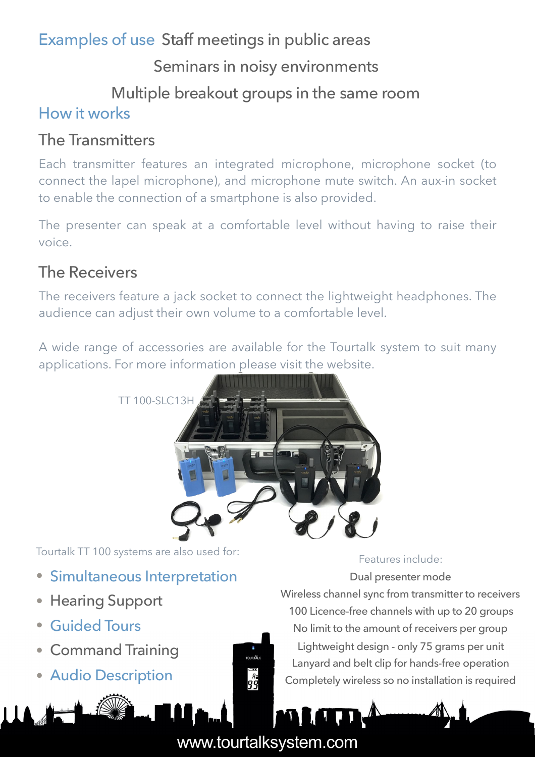## Examples of use

Staff meetings in public areas

Seminars in noisy environments

Multiple breakout groups in the same room

## How it works

### The Transmitters

Each transmitter features an integrated microphone, microphone socket (to connect the lapel microphone), and microphone mute switch. An aux-in socket to enable the connection of a smartphone is also provided.

The presenter can speak at a comfortable level without having to raise their voice.

### The Receivers

The receivers feature a jack socket to connect the lightweight headphones. The audience can adjust their own volume to a comfortable level.

A wide range of accessories are available for the Tourtalk system to suit many applications. For more information please visit the website.

TT 100-SLC13H

Tourtalk TT 100 systems are also used for:

- Simultaneous Interpretation
- Hearing Support
- Guided Tours
- Command Training
- Audio Description

Features include:

Dual presenter mode

Wireless channel sync from transmitter to receivers

100 Licence-free channels with up to 20 groups

No limit to the amount of receivers per group

Lightweight design - only 75 grams per unit

Lanyard and belt clip for hands-free operation

Completely wireless so no installation is required

www.tourtalksystem.com